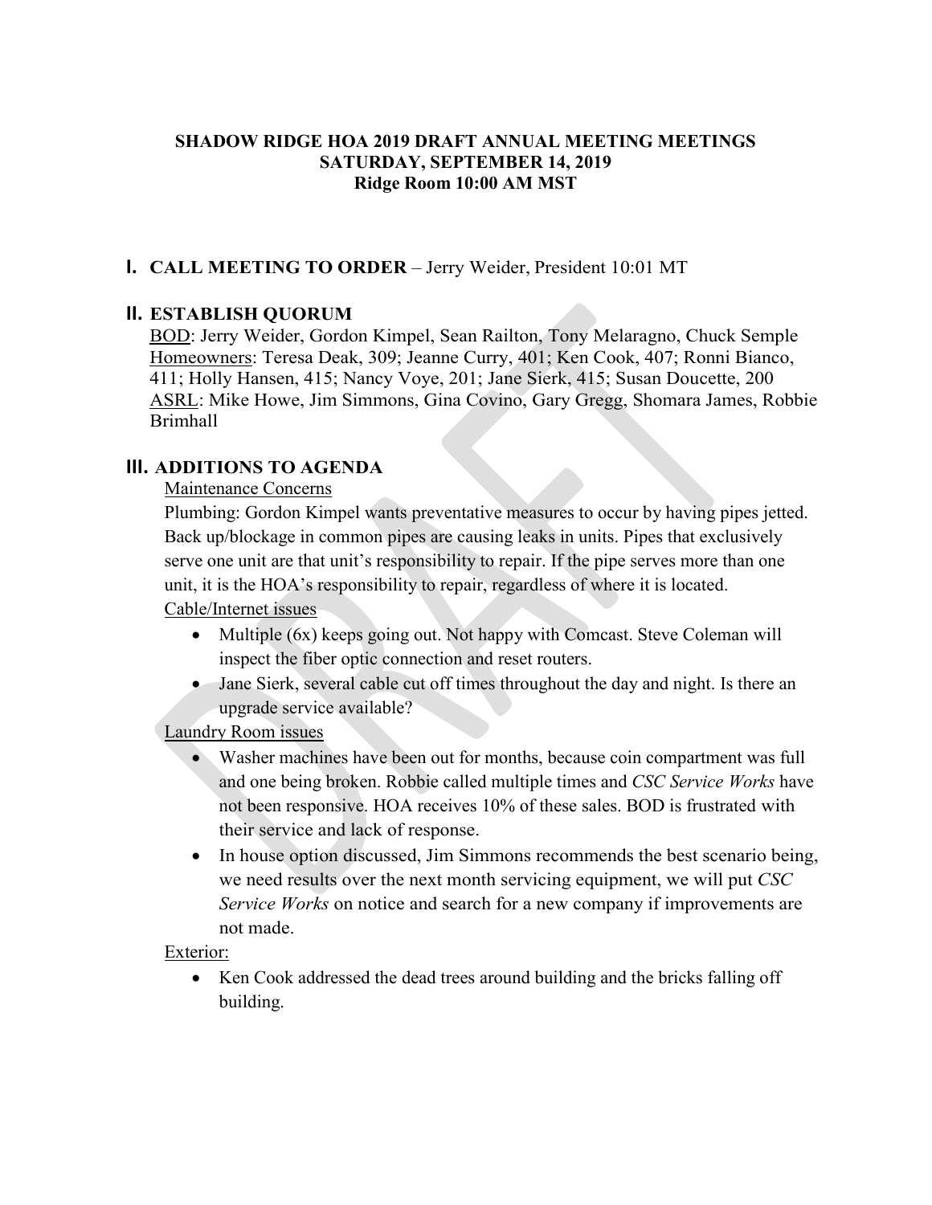**SHADOW RIDGE HOA 2019 DRAFT ANNUAL MEETING MEETINGS**
**SATURDAY, SEPTEMBER 14, 2019**
**Ridge Room 10:00 AM MST**

## I. CALL MEETING TO ORDER – Jerry Weider, President 10:01 MT

## II. ESTABLISH QUORUM

BOD: Jerry Weider, Gordon Kimpel, Sean Railton, Tony Melaragno, Chuck Semple
Homeowners: Teresa Deak, 309; Jeanne Curry, 401; Ken Cook, 407; Ronni Bianco, 411; Holly Hansen, 415; Nancy Voye, 201; Jane Sierk, 415; Susan Doucette, 200
ASRL: Mike Howe, Jim Simmons, Gina Covino, Gary Gregg, Shomara James, Robbie Brimhall

## III. ADDITIONS TO AGENDA

Maintenance Concerns

Plumbing: Gordon Kimpel wants preventative measures to occur by having pipes jetted. Back up/blockage in common pipes are causing leaks in units. Pipes that exclusively serve one unit are that unit's responsibility to repair. If the pipe serves more than one unit, it is the HOA's responsibility to repair, regardless of where it is located.

Cable/Internet issues

- Multiple (6x) keeps going out. Not happy with Comcast. Steve Coleman will inspect the fiber optic connection and reset routers.
- Jane Sierk, several cable cut off times throughout the day and night. Is there an upgrade service available?

Laundry Room issues

- Washer machines have been out for months, because coin compartment was full and one being broken. Robbie called multiple times and *CSC Service Works* have not been responsive. HOA receives 10% of these sales. BOD is frustrated with their service and lack of response.
- In house option discussed, Jim Simmons recommends the best scenario being, we need results over the next month servicing equipment, we will put *CSC Service Works* on notice and search for a new company if improvements are not made.

Exterior:

- Ken Cook addressed the dead trees around building and the bricks falling off building.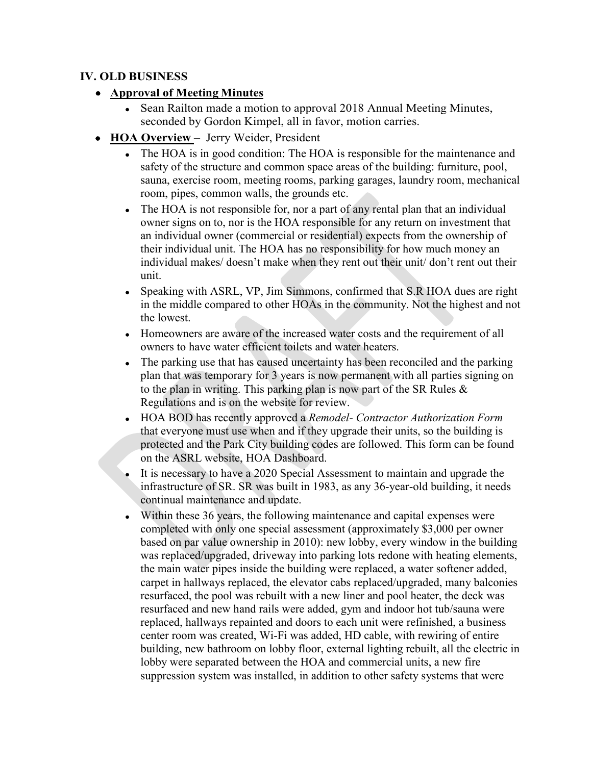## IV. OLD BUSINESS

- **Approval of Meeting Minutes**
  - Sean Railton made a motion to approval 2018 Annual Meeting Minutes, seconded by Gordon Kimpel, all in favor, motion carries.
- **HOA Overview** – Jerry Weider, President
  - The HOA is in good condition: The HOA is responsible for the maintenance and safety of the structure and common space areas of the building: furniture, pool, sauna, exercise room, meeting rooms, parking garages, laundry room, mechanical room, pipes, common walls, the grounds etc.
  - The HOA is not responsible for, nor a part of any rental plan that an individual owner signs on to, nor is the HOA responsible for any return on investment that an individual owner (commercial or residential) expects from the ownership of their individual unit. The HOA has no responsibility for how much money an individual makes/ doesn't make when they rent out their unit/ don't rent out their unit.
  - Speaking with ASRL, VP, Jim Simmons, confirmed that S.R HOA dues are right in the middle compared to other HOAs in the community. Not the highest and not the lowest.
  - Homeowners are aware of the increased water costs and the requirement of all owners to have water efficient toilets and water heaters.
  - The parking use that has caused uncertainty has been reconciled and the parking plan that was temporary for 3 years is now permanent with all parties signing on to the plan in writing. This parking plan is now part of the SR Rules & Regulations and is on the website for review.
  - HOA BOD has recently approved a *Remodel- Contractor Authorization Form* that everyone must use when and if they upgrade their units, so the building is protected and the Park City building codes are followed. This form can be found on the ASRL website, HOA Dashboard.
  - It is necessary to have a 2020 Special Assessment to maintain and upgrade the infrastructure of SR. SR was built in 1983, as any 36-year-old building, it needs continual maintenance and update.
  - Within these 36 years, the following maintenance and capital expenses were completed with only one special assessment (approximately $3,000 per owner based on par value ownership in 2010): new lobby, every window in the building was replaced/upgraded, driveway into parking lots redone with heating elements, the main water pipes inside the building were replaced, a water softener added, carpet in hallways replaced, the elevator cabs replaced/upgraded, many balconies resurfaced, the pool was rebuilt with a new liner and pool heater, the deck was resurfaced and new hand rails were added, gym and indoor hot tub/sauna were replaced, hallways repainted and doors to each unit were refinished, a business center room was created, Wi-Fi was added, HD cable, with rewiring of entire building, new bathroom on lobby floor, external lighting rebuilt, all the electric in lobby were separated between the HOA and commercial units, a new fire suppression system was installed, in addition to other safety systems that were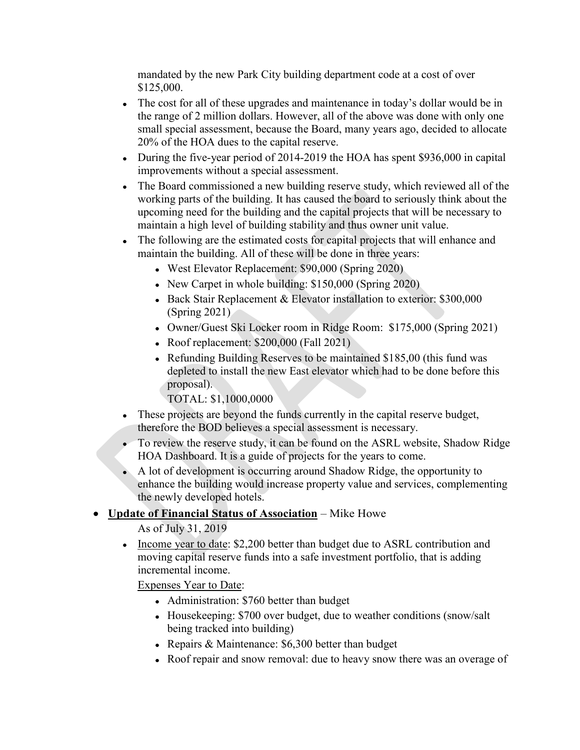mandated by the new Park City building department code at a cost of over $125,000.

- The cost for all of these upgrades and maintenance in today's dollar would be in the range of 2 million dollars. However, all of the above was done with only one small special assessment, because the Board, many years ago, decided to allocate 20% of the HOA dues to the capital reserve.
- During the five-year period of 2014-2019 the HOA has spent $936,000 in capital improvements without a special assessment.
- The Board commissioned a new building reserve study, which reviewed all of the working parts of the building. It has caused the board to seriously think about the upcoming need for the building and the capital projects that will be necessary to maintain a high level of building stability and thus owner unit value.
- The following are the estimated costs for capital projects that will enhance and maintain the building. All of these will be done in three years:
  - West Elevator Replacement: $90,000 (Spring 2020)
  - New Carpet in whole building: $150,000 (Spring 2020)
  - Back Stair Replacement & Elevator installation to exterior: $300,000 (Spring 2021)
  - Owner/Guest Ski Locker room in Ridge Room: $175,000 (Spring 2021)
  - Roof replacement: $200,000 (Fall 2021)
  - Refunding Building Reserves to be maintained $185,00 (this fund was depleted to install the new East elevator which had to be done before this proposal).

    TOTAL: $1,1000,0000
- These projects are beyond the funds currently in the capital reserve budget, therefore the BOD believes a special assessment is necessary.
- To review the reserve study, it can be found on the ASRL website, Shadow Ridge HOA Dashboard. It is a guide of projects for the years to come.
- A lot of development is occurring around Shadow Ridge, the opportunity to enhance the building would increase property value and services, complementing the newly developed hotels.

- **Update of Financial Status of Association** – Mike Howe

  As of July 31, 2019

  - Income year to date: $2,200 better than budget due to ASRL contribution and moving capital reserve funds into a safe investment portfolio, that is adding incremental income.

    Expenses Year to Date:
    - Administration: $760 better than budget
    - Housekeeping: $700 over budget, due to weather conditions (snow/salt being tracked into building)
    - Repairs & Maintenance: $6,300 better than budget
    - Roof repair and snow removal: due to heavy snow there was an overage of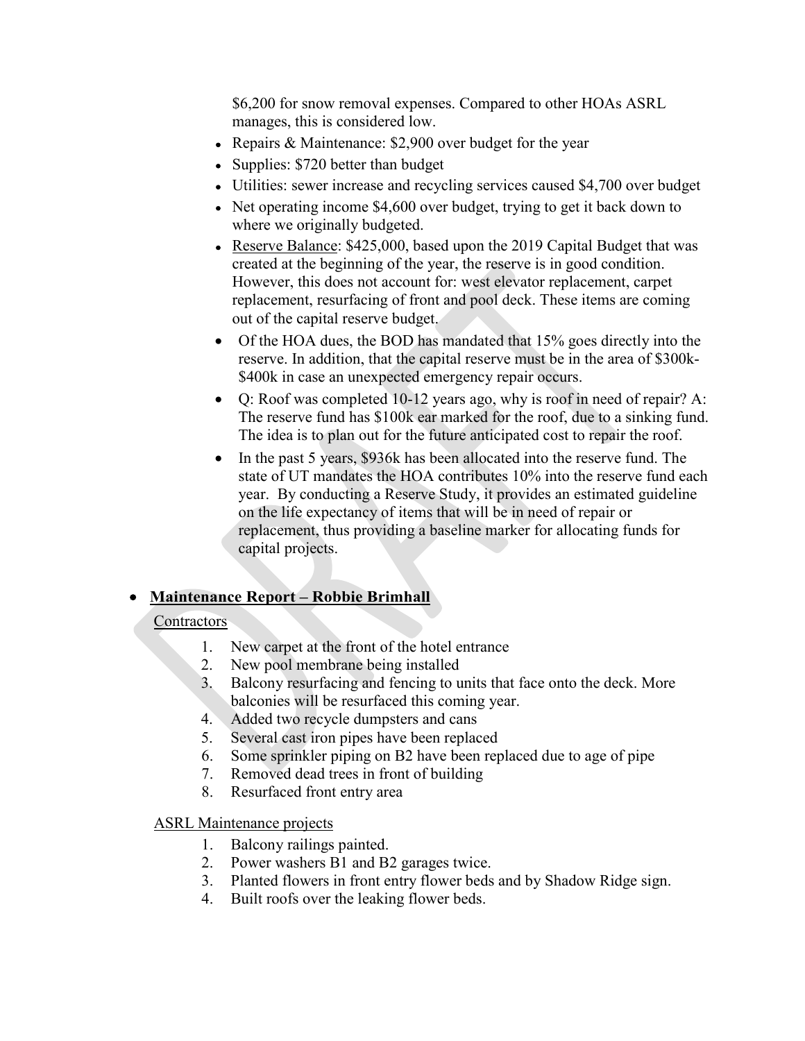$6,200 for snow removal expenses. Compared to other HOAs ASRL manages, this is considered low.

- Repairs & Maintenance: $2,900 over budget for the year
- Supplies: $720 better than budget
- Utilities: sewer increase and recycling services caused $4,700 over budget
- Net operating income $4,600 over budget, trying to get it back down to where we originally budgeted.
- Reserve Balance: $425,000, based upon the 2019 Capital Budget that was created at the beginning of the year, the reserve is in good condition. However, this does not account for: west elevator replacement, carpet replacement, resurfacing of front and pool deck. These items are coming out of the capital reserve budget.
- Of the HOA dues, the BOD has mandated that 15% goes directly into the reserve. In addition, that the capital reserve must be in the area of $300k-$400k in case an unexpected emergency repair occurs.
- Q: Roof was completed 10-12 years ago, why is roof in need of repair? A: The reserve fund has $100k ear marked for the roof, due to a sinking fund. The idea is to plan out for the future anticipated cost to repair the roof.
- In the past 5 years, $936k has been allocated into the reserve fund. The state of UT mandates the HOA contributes 10% into the reserve fund each year. By conducting a Reserve Study, it provides an estimated guideline on the life expectancy of items that will be in need of repair or replacement, thus providing a baseline marker for allocating funds for capital projects.

- **Maintenance Report – Robbie Brimhall**

Contractors

1. New carpet at the front of the hotel entrance
2. New pool membrane being installed
3. Balcony resurfacing and fencing to units that face onto the deck. More balconies will be resurfaced this coming year.
4. Added two recycle dumpsters and cans
5. Several cast iron pipes have been replaced
6. Some sprinkler piping on B2 have been replaced due to age of pipe
7. Removed dead trees in front of building
8. Resurfaced front entry area

ASRL Maintenance projects

1. Balcony railings painted.
2. Power washers B1 and B2 garages twice.
3. Planted flowers in front entry flower beds and by Shadow Ridge sign.
4. Built roofs over the leaking flower beds.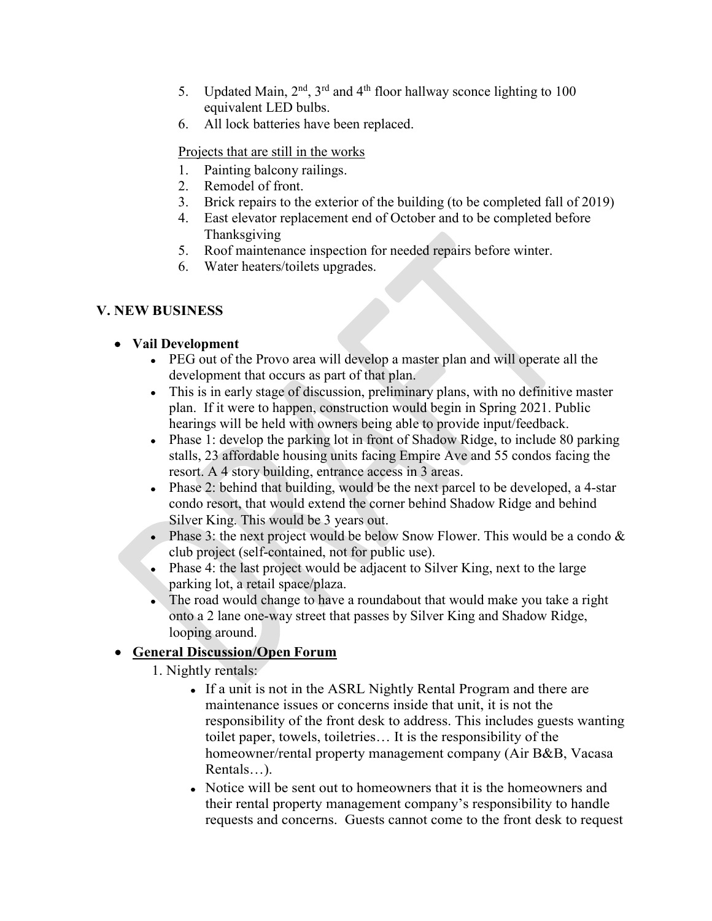5. Updated Main, 2nd, 3rd and 4th floor hallway sconce lighting to 100 equivalent LED bulbs.
6. All lock batteries have been replaced.

Projects that are still in the works

1. Painting balcony railings.
2. Remodel of front.
3. Brick repairs to the exterior of the building (to be completed fall of 2019)
4. East elevator replacement end of October and to be completed before Thanksgiving
5. Roof maintenance inspection for needed repairs before winter.
6. Water heaters/toilets upgrades.

## V. NEW BUSINESS

- **Vail Development**
  - PEG out of the Provo area will develop a master plan and will operate all the development that occurs as part of that plan.
  - This is in early stage of discussion, preliminary plans, with no definitive master plan. If it were to happen, construction would begin in Spring 2021. Public hearings will be held with owners being able to provide input/feedback.
  - Phase 1: develop the parking lot in front of Shadow Ridge, to include 80 parking stalls, 23 affordable housing units facing Empire Ave and 55 condos facing the resort. A 4 story building, entrance access in 3 areas.
  - Phase 2: behind that building, would be the next parcel to be developed, a 4-star condo resort, that would extend the corner behind Shadow Ridge and behind Silver King. This would be 3 years out.
  - Phase 3: the next project would be below Snow Flower. This would be a condo & club project (self-contained, not for public use).
  - Phase 4: the last project would be adjacent to Silver King, next to the large parking lot, a retail space/plaza.
  - The road would change to have a roundabout that would make you take a right onto a 2 lane one-way street that passes by Silver King and Shadow Ridge, looping around.
- **General Discussion/Open Forum**
  1. Nightly rentals:
     - If a unit is not in the ASRL Nightly Rental Program and there are maintenance issues or concerns inside that unit, it is not the responsibility of the front desk to address. This includes guests wanting toilet paper, towels, toiletries… It is the responsibility of the homeowner/rental property management company (Air B&B, Vacasa Rentals…).
     - Notice will be sent out to homeowners that it is the homeowners and their rental property management company's responsibility to handle requests and concerns. Guests cannot come to the front desk to request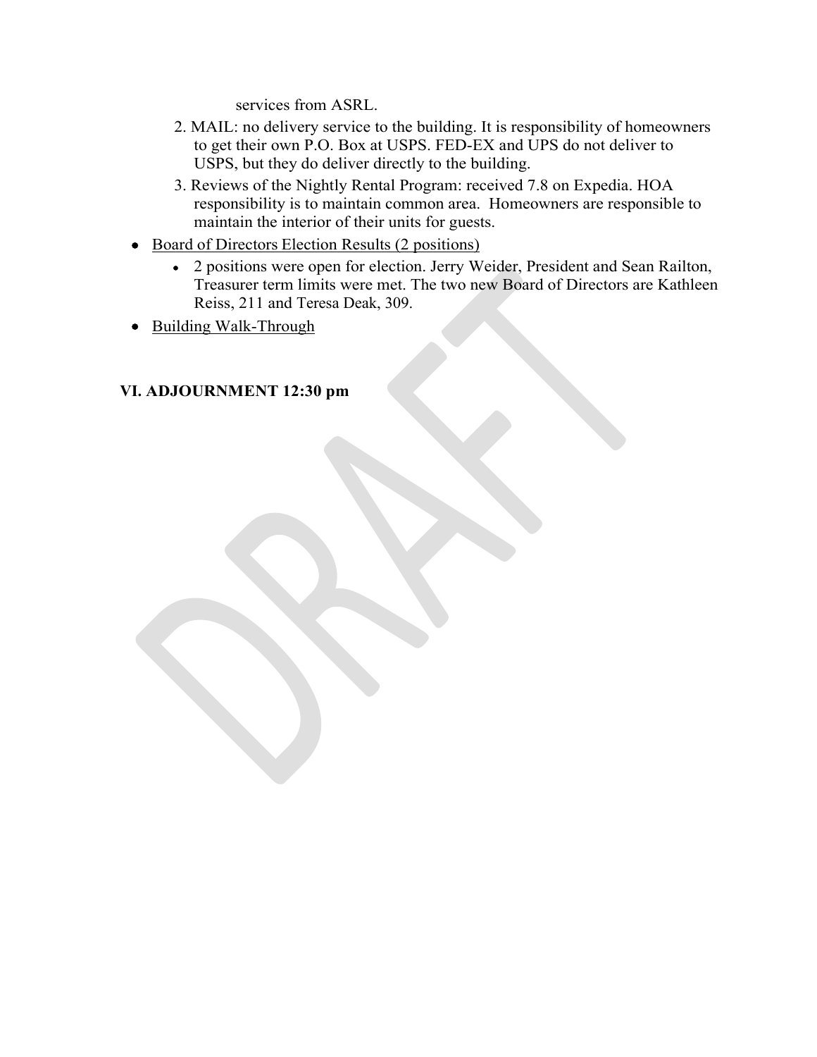services from ASRL.

2. MAIL: no delivery service to the building. It is responsibility of homeowners to get their own P.O. Box at USPS. FED-EX and UPS do not deliver to USPS, but they do deliver directly to the building.
3. Reviews of the Nightly Rental Program: received 7.8 on Expedia. HOA responsibility is to maintain common area. Homeowners are responsible to maintain the interior of their units for guests.

- Board of Directors Election Results (2 positions)
  - 2 positions were open for election. Jerry Weider, President and Sean Railton, Treasurer term limits were met. The two new Board of Directors are Kathleen Reiss, 211 and Teresa Deak, 309.
- Building Walk-Through

**VI. ADJOURNMENT 12:30 pm**